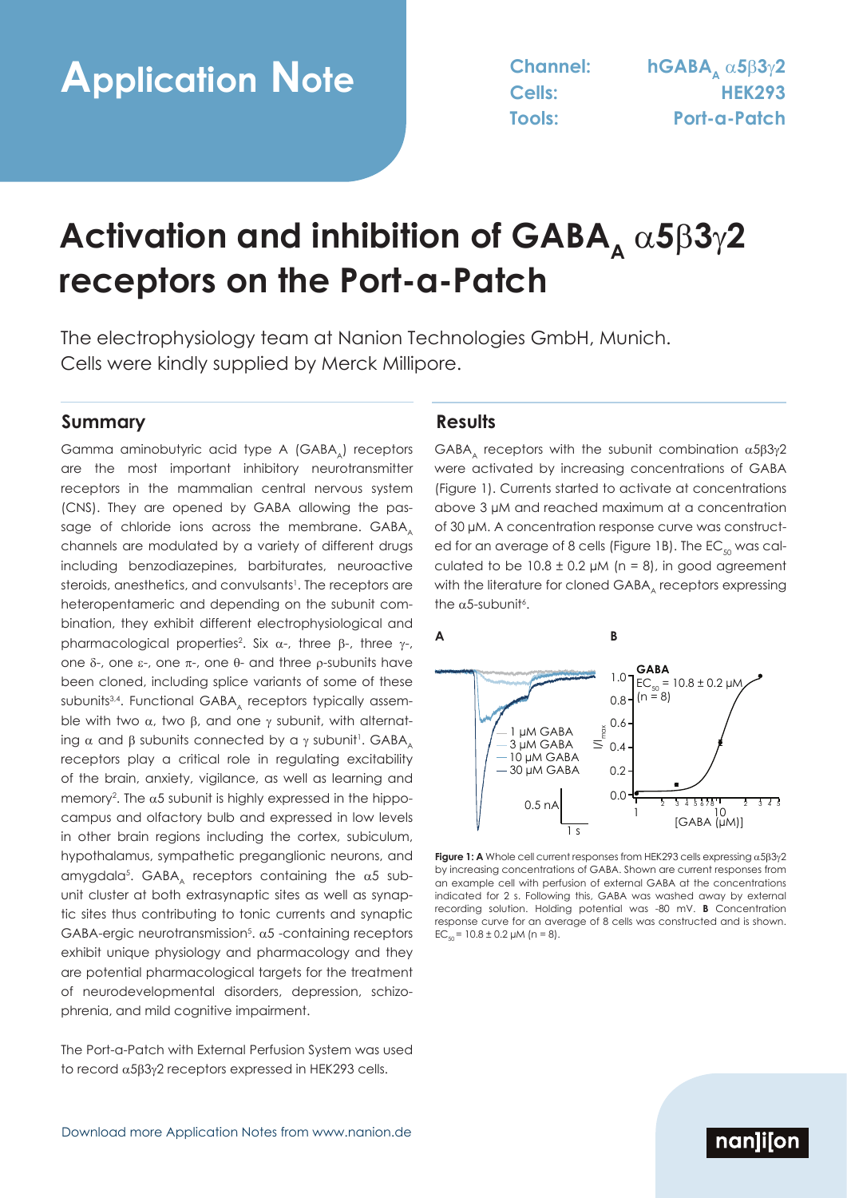# Application Note

**Channel:** hGABA$_A$ α5β3γ2
**Cells:** HEK293
**Tools:** Port-a-Patch

# Activation and inhibition of GABA$_A$ α5β3γ2 receptors on the Port-a-Patch

The electrophysiology team at Nanion Technologies GmbH, Munich. Cells were kindly supplied by Merck Millipore.

## Summary

Gamma aminobutyric acid type A (GABA$_A$) receptors are the most important inhibitory neurotransmitter receptors in the mammalian central nervous system (CNS). They are opened by GABA allowing the passage of chloride ions across the membrane. GABA$_A$ channels are modulated by a variety of different drugs including benzodiazepines, barbiturates, neuroactive steroids, anesthetics, and convulsants[1]. The receptors are heteropentameric and depending on the subunit combination, they exhibit different electrophysiological and pharmacological properties[2]. Six α-, three β-, three γ-, one δ-, one ε-, one π-, one θ- and three ρ-subunits have been cloned, including splice variants of some of these subunits[3,4]. Functional GABA$_A$ receptors typically assemble with two α, two β, and one γ subunit, with alternating α and β subunits connected by a γ subunit[1]. GABA$_A$ receptors play a critical role in regulating excitability of the brain, anxiety, vigilance, as well as learning and memory[2]. The α5 subunit is highly expressed in the hippocampus and olfactory bulb and expressed in low levels in other brain regions including the cortex, subiculum, hypothalamus, sympathetic preganglionic neurons, and amygdala[5]. GABA$_A$ receptors containing the α5 subunit cluster at both extrasynaptic sites as well as synaptic sites thus contributing to tonic currents and synaptic GABA-ergic neurotransmission[5]. α5 -containing receptors exhibit unique physiology and pharmacology and they are potential pharmacological targets for the treatment of neurodevelopmental disorders, depression, schizophrenia, and mild cognitive impairment.

The Port-a-Patch with External Perfusion System was used to record α5β3γ2 receptors expressed in HEK293 cells.

## Results

GABA$_A$ receptors with the subunit combination α5β3γ2 were activated by increasing concentrations of GABA (Figure 1). Currents started to activate at concentrations above 3 µM and reached maximum at a concentration of 30 µM. A concentration response curve was constructed for an average of 8 cells (Figure 1B). The $EC_{50}$ was calculated to be 10.8 ± 0.2 µM (n = 8), in good agreement with the literature for cloned GABA$_A$ receptors expressing the α5-subunit[6].

**Figure 1: A** Whole cell current responses from HEK293 cells expressing α5β3γ2 by increasing concentrations of GABA. Shown are current responses from an example cell with perfusion of external GABA at the concentrations indicated for 2 s. Following this, GABA was washed away by external recording solution. Holding potential was -80 mV. **B** Concentration response curve for an average of 8 cells was constructed and is shown. $EC_{50}$ = 10.8 ± 0.2 µM (n = 8).

Download more Application Notes from www.nanion.de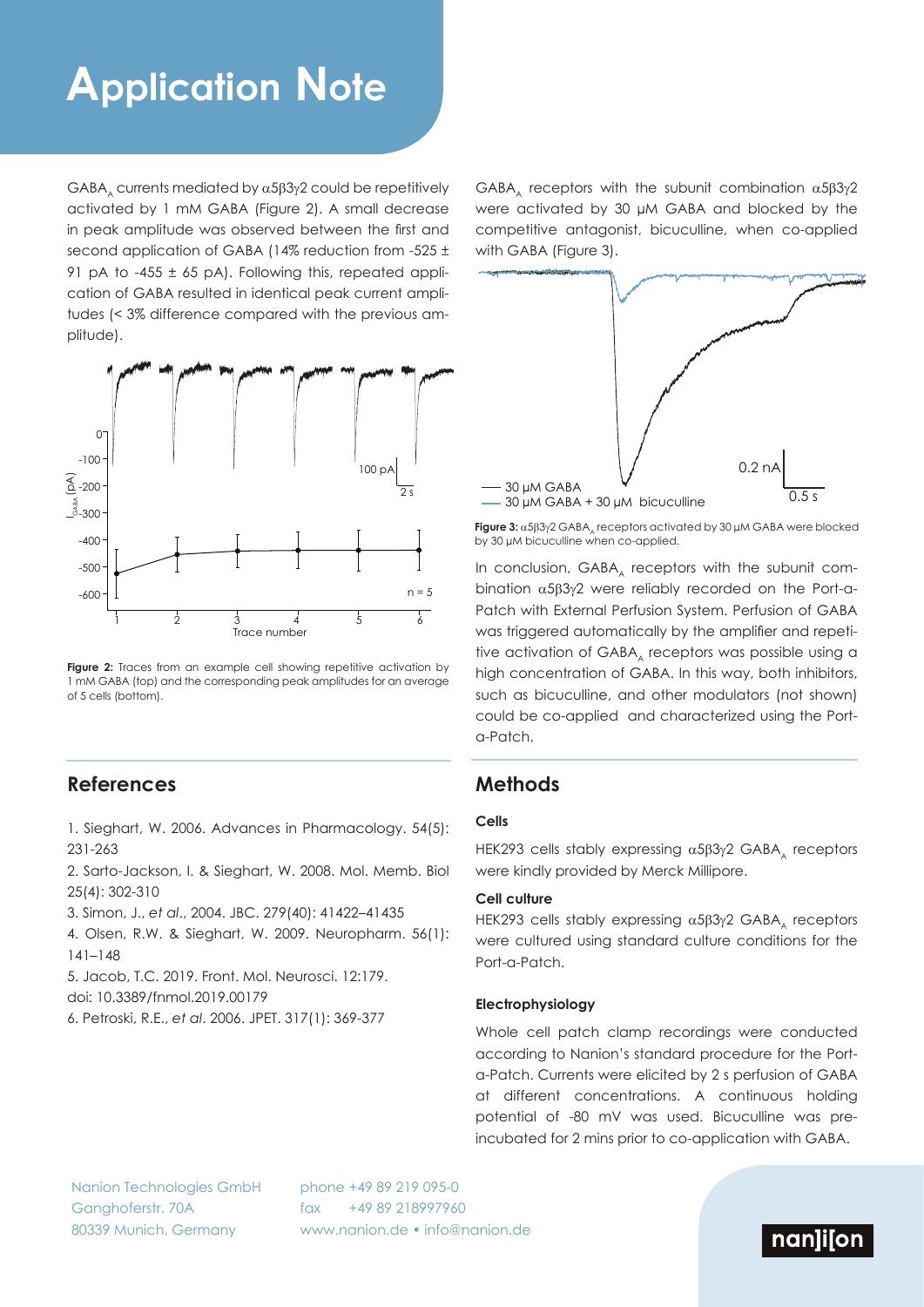# Application Note

$GABA_A$ currents mediated by $\alpha5\beta3\gamma2$ could be repetitively activated by 1 mM GABA (Figure 2). A small decrease in peak amplitude was observed between the first and second application of GABA (14% reduction from -525 ± 91 pA to -455 ± 65 pA). Following this, repeated application of GABA resulted in identical peak current amplitudes (< 3% difference compared with the previous amplitude).

100 pA
2 s
0
-100
-200
-300
-400
-500
-600
$I_{GABA}$ (pA)
n = 5
1
2
3
4
5
6
Trace number

**Figure 2:** Traces from an example cell showing repetitive activation by 1 mM GABA (top) and the corresponding peak amplitudes for an average of 5 cells (bottom).

$GABA_A$ receptors with the subunit combination $\alpha5\beta3\gamma2$ were activated by 30 µM GABA and blocked by the competitive antagonist, bicuculline, when co-applied with GABA (Figure 3).

0.2 nA
0.5 s
30 µM GABA
30 µM GABA + 30 µM bicuculline

**Figure 3:** $\alpha5\beta3\gamma2$ $GABA_A$ receptors activated by 30 µM GABA were blocked by 30 µM bicuculline when co-applied.

In conclusion, $GABA_A$ receptors with the subunit combination $\alpha5\beta3\gamma2$ were reliably recorded on the Port-a-Patch with External Perfusion System. Perfusion of GABA was triggered automatically by the amplifier and repetitive activation of $GABA_A$ receptors was possible using a high concentration of GABA. In this way, both inhibitors, such as bicuculline, and other modulators (not shown) could be co-applied and characterized using the Port-a-Patch.

## References

1. Sieghart, W. 2006. Advances in Pharmacology. 54(5): 231-263
2. Sarto-Jackson, I. & Sieghart, W. 2008. Mol. Memb. Biol 25(4): 302-310
3. Simon, J., *et al*., 2004. JBC. 279(40): 41422–41435
4. Olsen, R.W. & Sieghart, W. 2009. Neuropharm. 56(1): 141–148
5. Jacob, T.C. 2019. Front. Mol. Neurosci. 12:179. doi: 10.3389/fnmol.2019.00179
6. Petroski, R.E., *et al*. 2006. JPET. 317(1): 369-377

## Methods

### Cells

HEK293 cells stably expressing $\alpha5\beta3\gamma2$ $GABA_A$ receptors were kindly provided by Merck Millipore.

### Cell culture

HEK293 cells stably expressing $\alpha5\beta3\gamma2$ $GABA_A$ receptors were cultured using standard culture conditions for the Port-a-Patch.

### Electrophysiology

Whole cell patch clamp recordings were conducted according to Nanion's standard procedure for the Port-a-Patch. Currents were elicited by 2 s perfusion of GABA at different concentrations. A continuous holding potential of -80 mV was used. Bicuculline was pre-incubated for 2 mins prior to co-application with GABA.

Nanion Technologies GmbH
Ganghoferstr. 70A
80339 Munich, Germany

phone +49 89 219 095-0
fax +49 89 218997960
www.nanion.de • info@nanion.de

nan]i[on